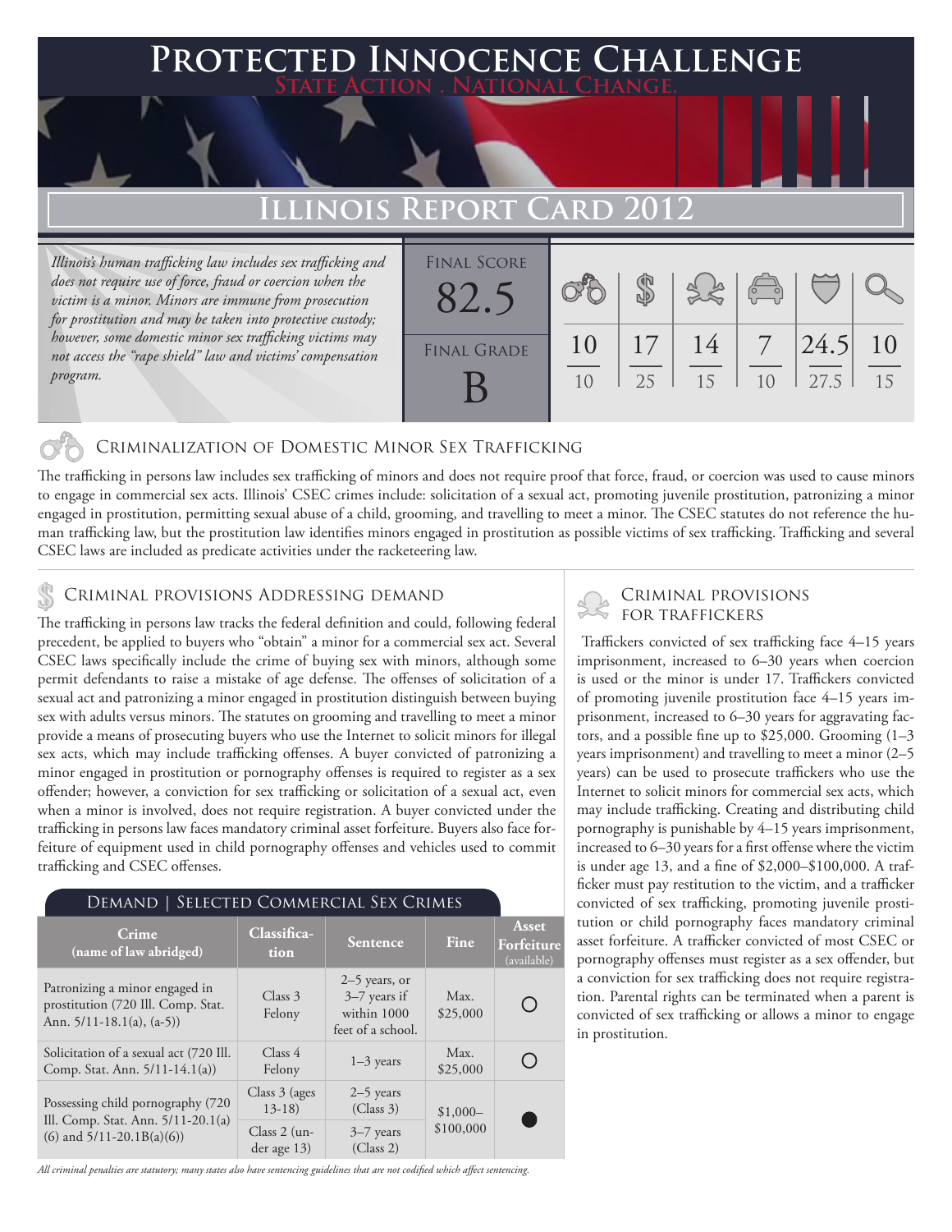# Protected Innocence Challenge

State Action . National Change.

## Illinois Report Card 2012

*Illinois's human trafficking law includes sex trafficking and does not require use of force, fraud or coercion when the victim is a minor. Minors are immune from prosecution for prostitution and may be taken into protective custody; however, some domestic minor sex trafficking victims may not access the "rape shield" law and victims' compensation program.*

| Final Score | Final Grade |
|---|---|
| 82.5 | B |

| Criminalization of DMST | Demand | Traffickers | Facilitators | Protective Provisions | Criminal Justice Tools |
|---|---|---|---|---|---|
| 10/10 | 17/25 | 14/15 | 7/10 | 24.5/27.5 | 10/15 |

### Criminalization of Domestic Minor Sex Trafficking

The trafficking in persons law includes sex trafficking of minors and does not require proof that force, fraud, or coercion was used to cause minors to engage in commercial sex acts. Illinois' CSEC crimes include: solicitation of a sexual act, promoting juvenile prostitution, patronizing a minor engaged in prostitution, permitting sexual abuse of a child, grooming, and travelling to meet a minor. The CSEC statutes do not reference the human trafficking law, but the prostitution law identifies minors engaged in prostitution as possible victims of sex trafficking. Trafficking and several CSEC laws are included as predicate activities under the racketeering law.

### Criminal provisions Addressing demand

The trafficking in persons law tracks the federal definition and could, following federal precedent, be applied to buyers who "obtain" a minor for a commercial sex act. Several CSEC laws specifically include the crime of buying sex with minors, although some permit defendants to raise a mistake of age defense. The offenses of solicitation of a sexual act and patronizing a minor engaged in prostitution distinguish between buying sex with adults versus minors. The statutes on grooming and travelling to meet a minor provide a means of prosecuting buyers who use the Internet to solicit minors for illegal sex acts, which may include trafficking offenses. A buyer convicted of patronizing a minor engaged in prostitution or pornography offenses is required to register as a sex offender; however, a conviction for sex trafficking or solicitation of a sexual act, even when a minor is involved, does not require registration. A buyer convicted under the trafficking in persons law faces mandatory criminal asset forfeiture. Buyers also face forfeiture of equipment used in child pornography offenses and vehicles used to commit trafficking and CSEC offenses.

#### Demand | Selected Commercial Sex Crimes

| Crime (name of law abridged) | Classification | Sentence | Fine | Asset Forfeiture (available) |
|---|---|---|---|---|
| Patronizing a minor engaged in prostitution (720 Ill. Comp. Stat. Ann. 5/11-18.1(a), (a-5)) | Class 3 Felony | 2–5 years, or 3–7 years if within 1000 feet of a school. | Max. $25,000 | ○ |
| Solicitation of a sexual act (720 Ill. Comp. Stat. Ann. 5/11-14.1(a)) | Class 4 Felony | 1–3 years | Max. $25,000 | ○ |
| Possessing child pornography (720 Ill. Comp. Stat. Ann. 5/11-20.1(a)(6) and 5/11-20.1B(a)(6)) | Class 3 (ages 13-18) | 2–5 years (Class 3) | $1,000–$100,000 | ● |
| | Class 2 (under age 13) | 3–7 years (Class 2) | | |

*All criminal penalties are statutory; many states also have sentencing guidelines that are not codified which affect sentencing.*

### Criminal provisions for traffickers

Traffickers convicted of sex trafficking face 4–15 years imprisonment, increased to 6–30 years when coercion is used or the minor is under 17. Traffickers convicted of promoting juvenile prostitution face 4–15 years imprisonment, increased to 6–30 years for aggravating factors, and a possible fine up to $25,000. Grooming (1–3 years imprisonment) and travelling to meet a minor (2–5 years) can be used to prosecute traffickers who use the Internet to solicit minors for commercial sex acts, which may include trafficking. Creating and distributing child pornography is punishable by 4–15 years imprisonment, increased to 6–30 years for a first offense where the victim is under age 13, and a fine of $2,000–$100,000. A trafficker must pay restitution to the victim, and a trafficker convicted of sex trafficking, promoting juvenile prostitution or child pornography faces mandatory criminal asset forfeiture. A trafficker convicted of most CSEC or pornography offenses must register as a sex offender, but a conviction for sex trafficking does not require registration. Parental rights can be terminated when a parent is convicted of sex trafficking or allows a minor to engage in prostitution.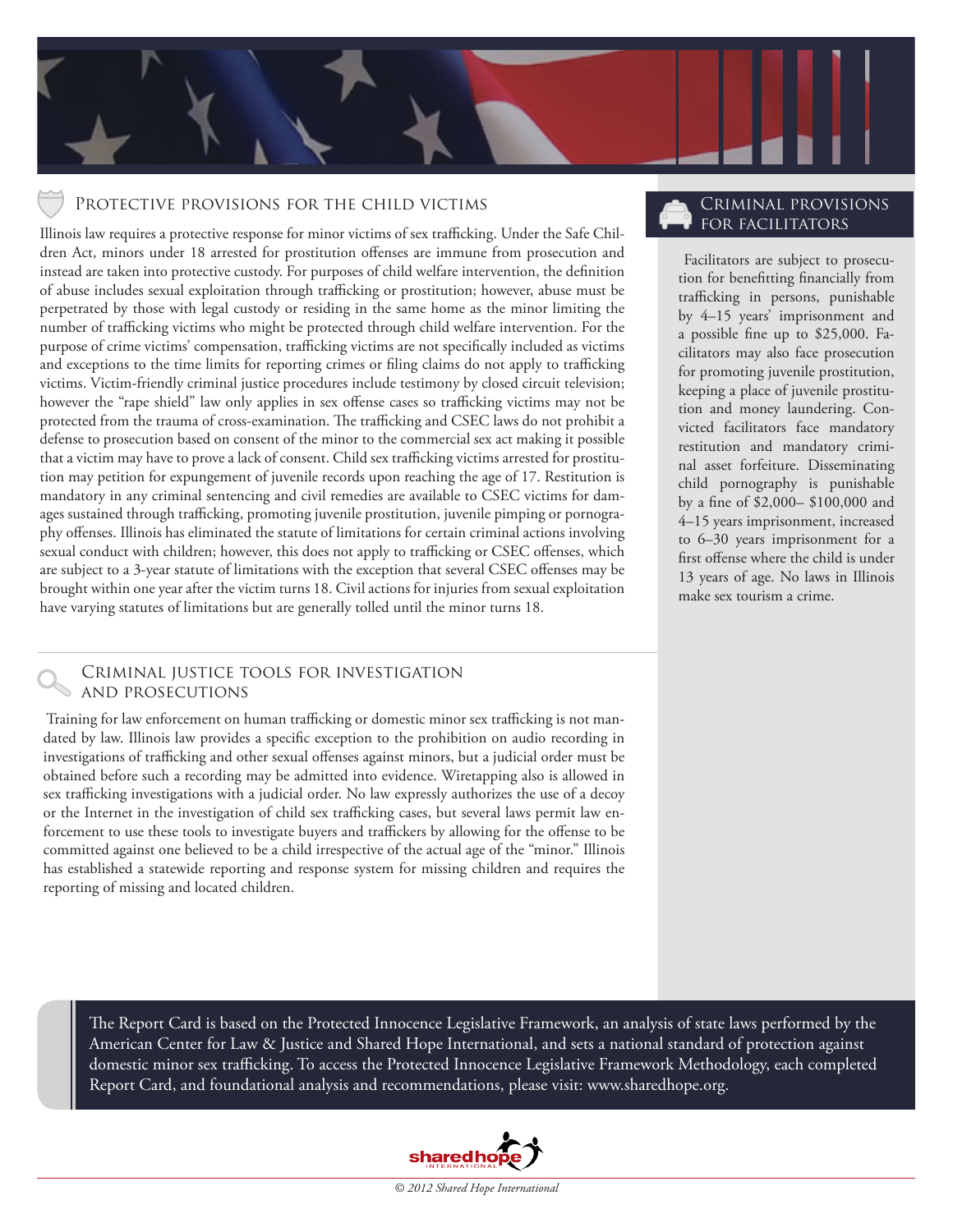## Protective provisions for the child victims

Illinois law requires a protective response for minor victims of sex trafficking. Under the Safe Children Act, minors under 18 arrested for prostitution offenses are immune from prosecution and instead are taken into protective custody. For purposes of child welfare intervention, the definition of abuse includes sexual exploitation through trafficking or prostitution; however, abuse must be perpetrated by those with legal custody or residing in the same home as the minor limiting the number of trafficking victims who might be protected through child welfare intervention. For the purpose of crime victims' compensation, trafficking victims are not specifically included as victims and exceptions to the time limits for reporting crimes or filing claims do not apply to trafficking victims. Victim-friendly criminal justice procedures include testimony by closed circuit television; however the "rape shield" law only applies in sex offense cases so trafficking victims may not be protected from the trauma of cross-examination. The trafficking and CSEC laws do not prohibit a defense to prosecution based on consent of the minor to the commercial sex act making it possible that a victim may have to prove a lack of consent. Child sex trafficking victims arrested for prostitution may petition for expungement of juvenile records upon reaching the age of 17. Restitution is mandatory in any criminal sentencing and civil remedies are available to CSEC victims for damages sustained through trafficking, promoting juvenile prostitution, juvenile pimping or pornography offenses. Illinois has eliminated the statute of limitations for certain criminal actions involving sexual conduct with children; however, this does not apply to trafficking or CSEC offenses, which are subject to a 3-year statute of limitations with the exception that several CSEC offenses may be brought within one year after the victim turns 18. Civil actions for injuries from sexual exploitation have varying statutes of limitations but are generally tolled until the minor turns 18.

## Criminal justice tools for investigation and prosecutions

Training for law enforcement on human trafficking or domestic minor sex trafficking is not mandated by law. Illinois law provides a specific exception to the prohibition on audio recording in investigations of trafficking and other sexual offenses against minors, but a judicial order must be obtained before such a recording may be admitted into evidence. Wiretapping also is allowed in sex trafficking investigations with a judicial order. No law expressly authorizes the use of a decoy or the Internet in the investigation of child sex trafficking cases, but several laws permit law enforcement to use these tools to investigate buyers and traffickers by allowing for the offense to be committed against one believed to be a child irrespective of the actual age of the "minor." Illinois has established a statewide reporting and response system for missing children and requires the reporting of missing and located children.

## Criminal provisions for facilitators

Facilitators are subject to prosecution for benefitting financially from trafficking in persons, punishable by 4–15 years' imprisonment and a possible fine up to $25,000. Facilitators may also face prosecution for promoting juvenile prostitution, keeping a place of juvenile prostitution and money laundering. Convicted facilitators face mandatory restitution and mandatory criminal asset forfeiture. Disseminating child pornography is punishable by a fine of $2,000– $100,000 and 4–15 years imprisonment, increased to 6–30 years imprisonment for a first offense where the child is under 13 years of age. No laws in Illinois make sex tourism a crime.

The Report Card is based on the Protected Innocence Legislative Framework, an analysis of state laws performed by the American Center for Law & Justice and Shared Hope International, and sets a national standard of protection against domestic minor sex trafficking. To access the Protected Innocence Legislative Framework Methodology, each completed Report Card, and foundational analysis and recommendations, please visit: www.sharedhope.org.

shared hope INTERNATIONAL

*© 2012 Shared Hope International*